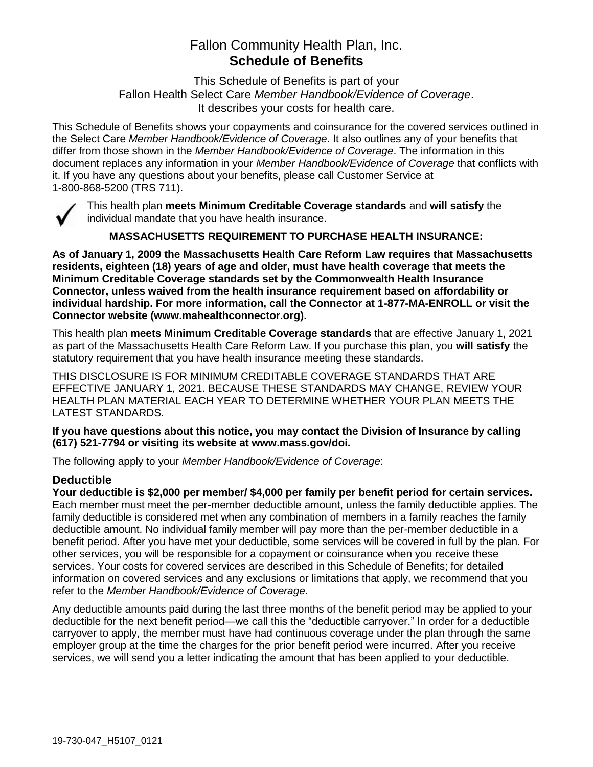# Fallon Community Health Plan, Inc.
## Schedule of Benefits

This Schedule of Benefits is part of your
Fallon Health Select Care *Member Handbook/Evidence of Coverage*.
It describes your costs for health care.

This Schedule of Benefits shows your copayments and coinsurance for the covered services outlined in the Select Care *Member Handbook/Evidence of Coverage*. It also outlines any of your benefits that differ from those shown in the *Member Handbook/Evidence of Coverage*. The information in this document replaces any information in your *Member Handbook/Evidence of Coverage* that conflicts with it. If you have any questions about your benefits, please call Customer Service at 1-800-868-5200 (TRS 711).

✓ This health plan **meets Minimum Creditable Coverage standards** and **will satisfy** the individual mandate that you have health insurance.

**MASSACHUSETTS REQUIREMENT TO PURCHASE HEALTH INSURANCE:**

**As of January 1, 2009 the Massachusetts Health Care Reform Law requires that Massachusetts residents, eighteen (18) years of age and older, must have health coverage that meets the Minimum Creditable Coverage standards set by the Commonwealth Health Insurance Connector, unless waived from the health insurance requirement based on affordability or individual hardship. For more information, call the Connector at 1-877-MA-ENROLL or visit the Connector website (www.mahealthconnector.org).**

This health plan **meets Minimum Creditable Coverage standards** that are effective January 1, 2021 as part of the Massachusetts Health Care Reform Law. If you purchase this plan, you **will satisfy** the statutory requirement that you have health insurance meeting these standards.

THIS DISCLOSURE IS FOR MINIMUM CREDITABLE COVERAGE STANDARDS THAT ARE EFFECTIVE JANUARY 1, 2021. BECAUSE THESE STANDARDS MAY CHANGE, REVIEW YOUR HEALTH PLAN MATERIAL EACH YEAR TO DETERMINE WHETHER YOUR PLAN MEETS THE LATEST STANDARDS.

**If you have questions about this notice, you may contact the Division of Insurance by calling (617) 521-7794 or visiting its website at www.mass.gov/doi.**

The following apply to your *Member Handbook/Evidence of Coverage*:

### Deductible

**Your deductible is $2,000 per member/ $4,000 per family per benefit period for certain services.** Each member must meet the per-member deductible amount, unless the family deductible applies. The family deductible is considered met when any combination of members in a family reaches the family deductible amount. No individual family member will pay more than the per-member deductible in a benefit period. After you have met your deductible, some services will be covered in full by the plan. For other services, you will be responsible for a copayment or coinsurance when you receive these services. Your costs for covered services are described in this Schedule of Benefits; for detailed information on covered services and any exclusions or limitations that apply, we recommend that you refer to the *Member Handbook/Evidence of Coverage*.

Any deductible amounts paid during the last three months of the benefit period may be applied to your deductible for the next benefit period—we call this the "deductible carryover." In order for a deductible carryover to apply, the member must have had continuous coverage under the plan through the same employer group at the time the charges for the prior benefit period were incurred. After you receive services, we will send you a letter indicating the amount that has been applied to your deductible.

19-730-047_H5107_0121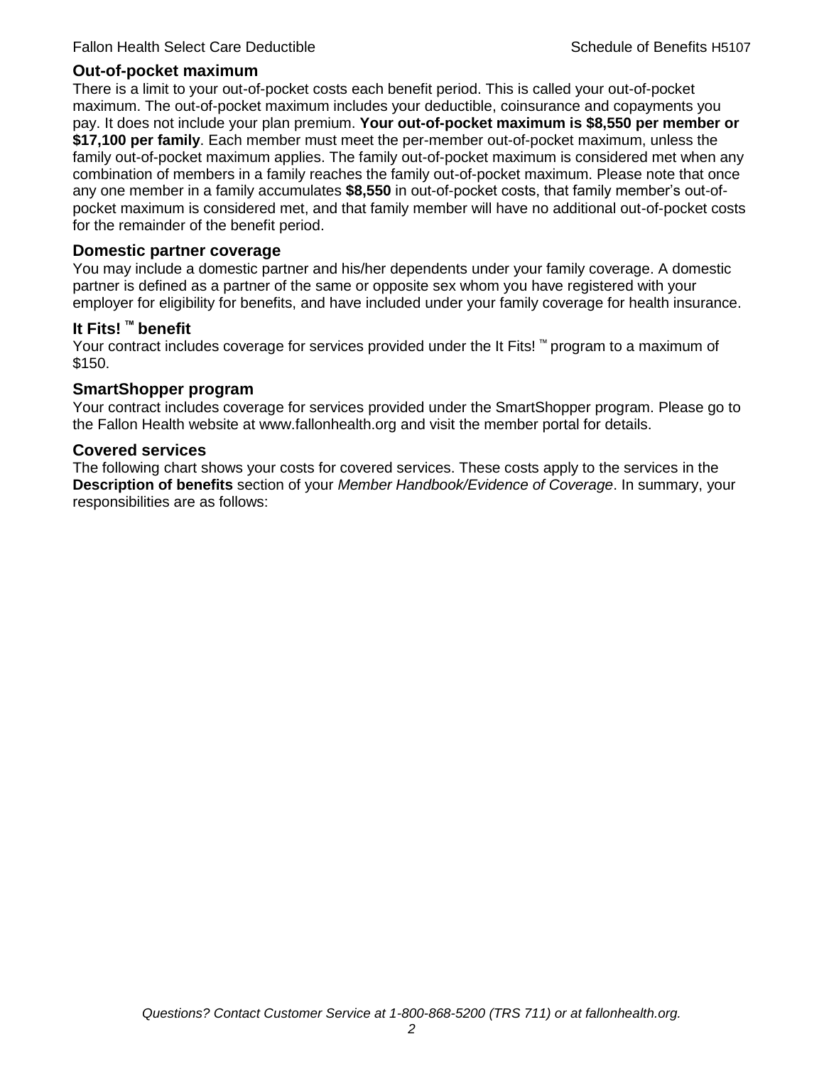## Out-of-pocket maximum

There is a limit to your out-of-pocket costs each benefit period. This is called your out-of-pocket maximum. The out-of-pocket maximum includes your deductible, coinsurance and copayments you pay. It does not include your plan premium. **Your out-of-pocket maximum is $8,550 per member or $17,100 per family**. Each member must meet the per-member out-of-pocket maximum, unless the family out-of-pocket maximum applies. The family out-of-pocket maximum is considered met when any combination of members in a family reaches the family out-of-pocket maximum. Please note that once any one member in a family accumulates **$8,550** in out-of-pocket costs, that family member's out-of-pocket maximum is considered met, and that family member will have no additional out-of-pocket costs for the remainder of the benefit period.

## Domestic partner coverage

You may include a domestic partner and his/her dependents under your family coverage. A domestic partner is defined as a partner of the same or opposite sex whom you have registered with your employer for eligibility for benefits, and have included under your family coverage for health insurance.

## It Fits! ™ benefit

Your contract includes coverage for services provided under the It Fits! ™ program to a maximum of $150.

## SmartShopper program

Your contract includes coverage for services provided under the SmartShopper program. Please go to the Fallon Health website at www.fallonhealth.org and visit the member portal for details.

## Covered services

The following chart shows your costs for covered services. These costs apply to the services in the **Description of benefits** section of your *Member Handbook/Evidence of Coverage*. In summary, your responsibilities are as follows: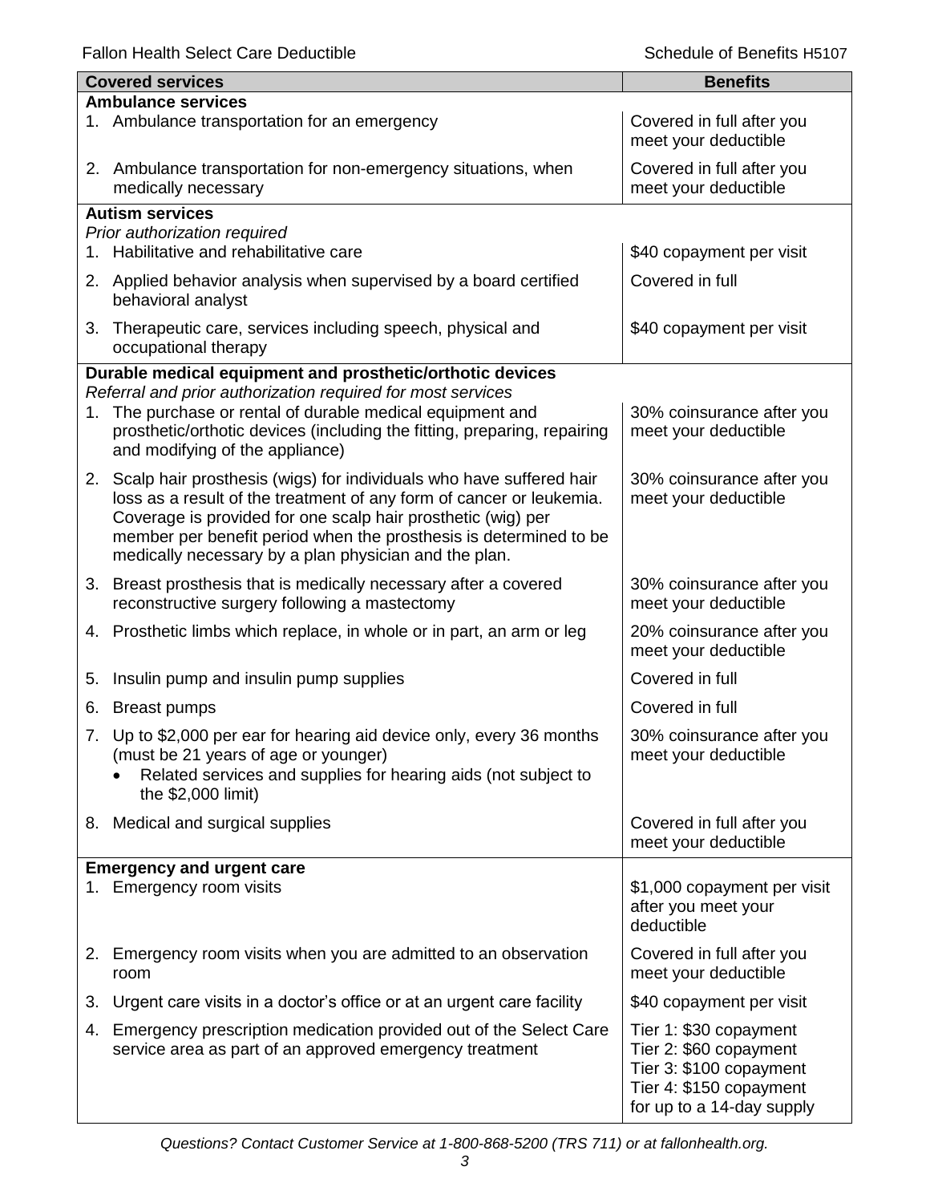| Covered services | Benefits |
|---|---|
| **Ambulance services** | |
| 1. Ambulance transportation for an emergency | Covered in full after you meet your deductible |
| 2. Ambulance transportation for non-emergency situations, when medically necessary | Covered in full after you meet your deductible |
| **Autism services**<br>*Prior authorization required* | |
| 1. Habilitative and rehabilitative care | $40 copayment per visit |
| 2. Applied behavior analysis when supervised by a board certified behavioral analyst | Covered in full |
| 3. Therapeutic care, services including speech, physical and occupational therapy | $40 copayment per visit |
| **Durable medical equipment and prosthetic/orthotic devices**<br>*Referral and prior authorization required for most services* | |
| 1. The purchase or rental of durable medical equipment and prosthetic/orthotic devices (including the fitting, preparing, repairing and modifying of the appliance) | 30% coinsurance after you meet your deductible |
| 2. Scalp hair prosthesis (wigs) for individuals who have suffered hair loss as a result of the treatment of any form of cancer or leukemia. Coverage is provided for one scalp hair prosthetic (wig) per member per benefit period when the prosthesis is determined to be medically necessary by a plan physician and the plan. | 30% coinsurance after you meet your deductible |
| 3. Breast prosthesis that is medically necessary after a covered reconstructive surgery following a mastectomy | 30% coinsurance after you meet your deductible |
| 4. Prosthetic limbs which replace, in whole or in part, an arm or leg | 20% coinsurance after you meet your deductible |
| 5. Insulin pump and insulin pump supplies | Covered in full |
| 6. Breast pumps | Covered in full |
| 7. Up to $2,000 per ear for hearing aid device only, every 36 months (must be 21 years of age or younger)<br>• Related services and supplies for hearing aids (not subject to the $2,000 limit) | 30% coinsurance after you meet your deductible |
| 8. Medical and surgical supplies | Covered in full after you meet your deductible |
| **Emergency and urgent care** | |
| 1. Emergency room visits | $1,000 copayment per visit after you meet your deductible |
| 2. Emergency room visits when you are admitted to an observation room | Covered in full after you meet your deductible |
| 3. Urgent care visits in a doctor's office or at an urgent care facility | $40 copayment per visit |
| 4. Emergency prescription medication provided out of the Select Care service area as part of an approved emergency treatment | Tier 1: $30 copayment<br>Tier 2: $60 copayment<br>Tier 3: $100 copayment<br>Tier 4: $150 copayment<br>for up to a 14-day supply |

*Questions? Contact Customer Service at 1-800-868-5200 (TRS 711) or at fallonhealth.org.*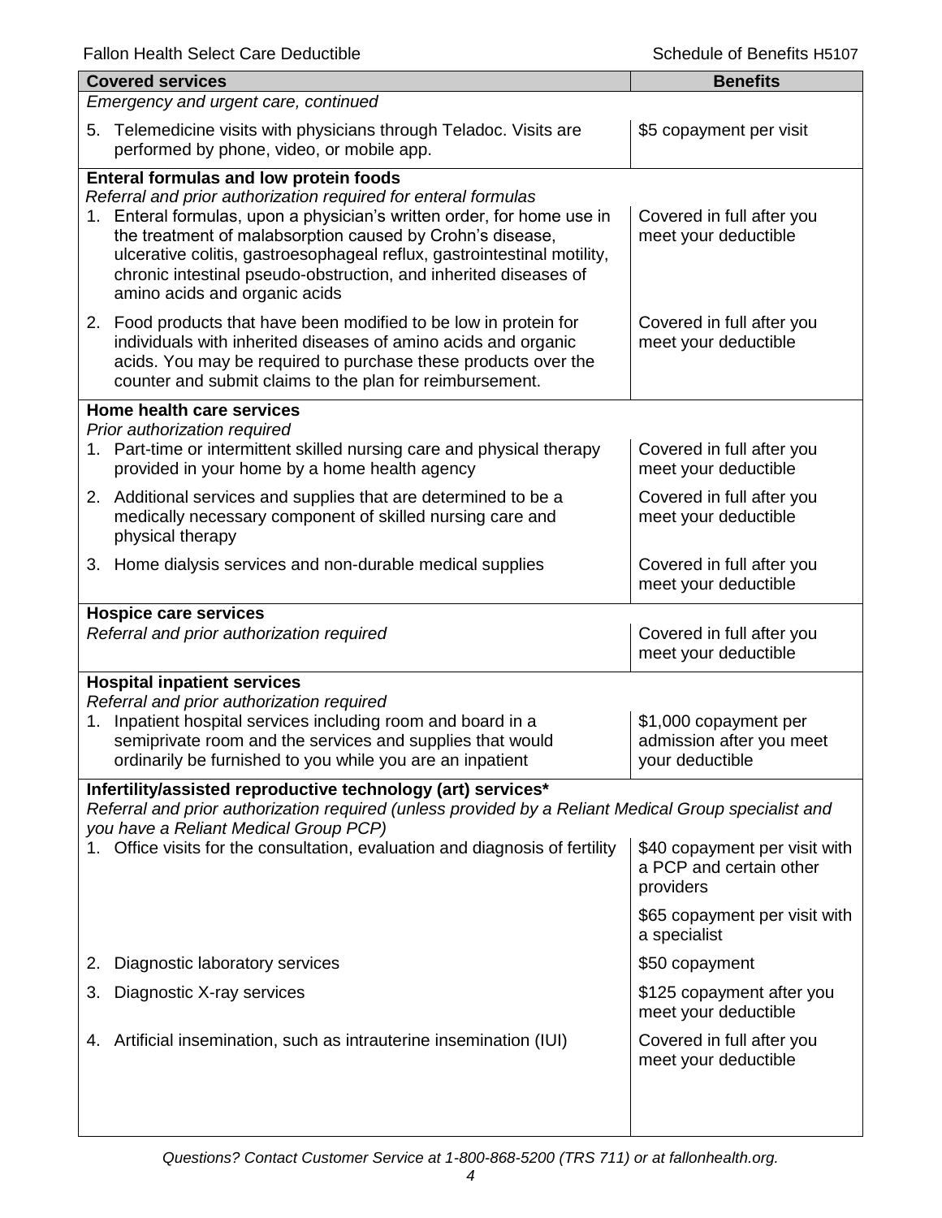| Covered services | Benefits |
|---|---|
| *Emergency and urgent care, continued* | |
| 5. Telemedicine visits with physicians through Teladoc. Visits are performed by phone, video, or mobile app. | $5 copayment per visit |
| **Enteral formulas and low protein foods** <br> *Referral and prior authorization required for enteral formulas* | |
| 1. Enteral formulas, upon a physician's written order, for home use in the treatment of malabsorption caused by Crohn's disease, ulcerative colitis, gastroesophageal reflux, gastrointestinal motility, chronic intestinal pseudo-obstruction, and inherited diseases of amino acids and organic acids | Covered in full after you meet your deductible |
| 2. Food products that have been modified to be low in protein for individuals with inherited diseases of amino acids and organic acids. You may be required to purchase these products over the counter and submit claims to the plan for reimbursement. | Covered in full after you meet your deductible |
| **Home health care services** <br> *Prior authorization required* | |
| 1. Part-time or intermittent skilled nursing care and physical therapy provided in your home by a home health agency | Covered in full after you meet your deductible |
| 2. Additional services and supplies that are determined to be a medically necessary component of skilled nursing care and physical therapy | Covered in full after you meet your deductible |
| 3. Home dialysis services and non-durable medical supplies | Covered in full after you meet your deductible |
| **Hospice care services** <br> *Referral and prior authorization required* | Covered in full after you meet your deductible |
| **Hospital inpatient services** <br> *Referral and prior authorization required* | |
| 1. Inpatient hospital services including room and board in a semiprivate room and the services and supplies that would ordinarily be furnished to you while you are an inpatient | $1,000 copayment per admission after you meet your deductible |
| **Infertility/assisted reproductive technology (art) services*** <br> *Referral and prior authorization required (unless provided by a Reliant Medical Group specialist and you have a Reliant Medical Group PCP)* | |
| 1. Office visits for the consultation, evaluation and diagnosis of fertility | $40 copayment per visit with a PCP and certain other providers <br> $65 copayment per visit with a specialist |
| 2. Diagnostic laboratory services | $50 copayment |
| 3. Diagnostic X-ray services | $125 copayment after you meet your deductible |
| 4. Artificial insemination, such as intrauterine insemination (IUI) | Covered in full after you meet your deductible |

*Questions? Contact Customer Service at 1-800-868-5200 (TRS 711) or at fallonhealth.org.*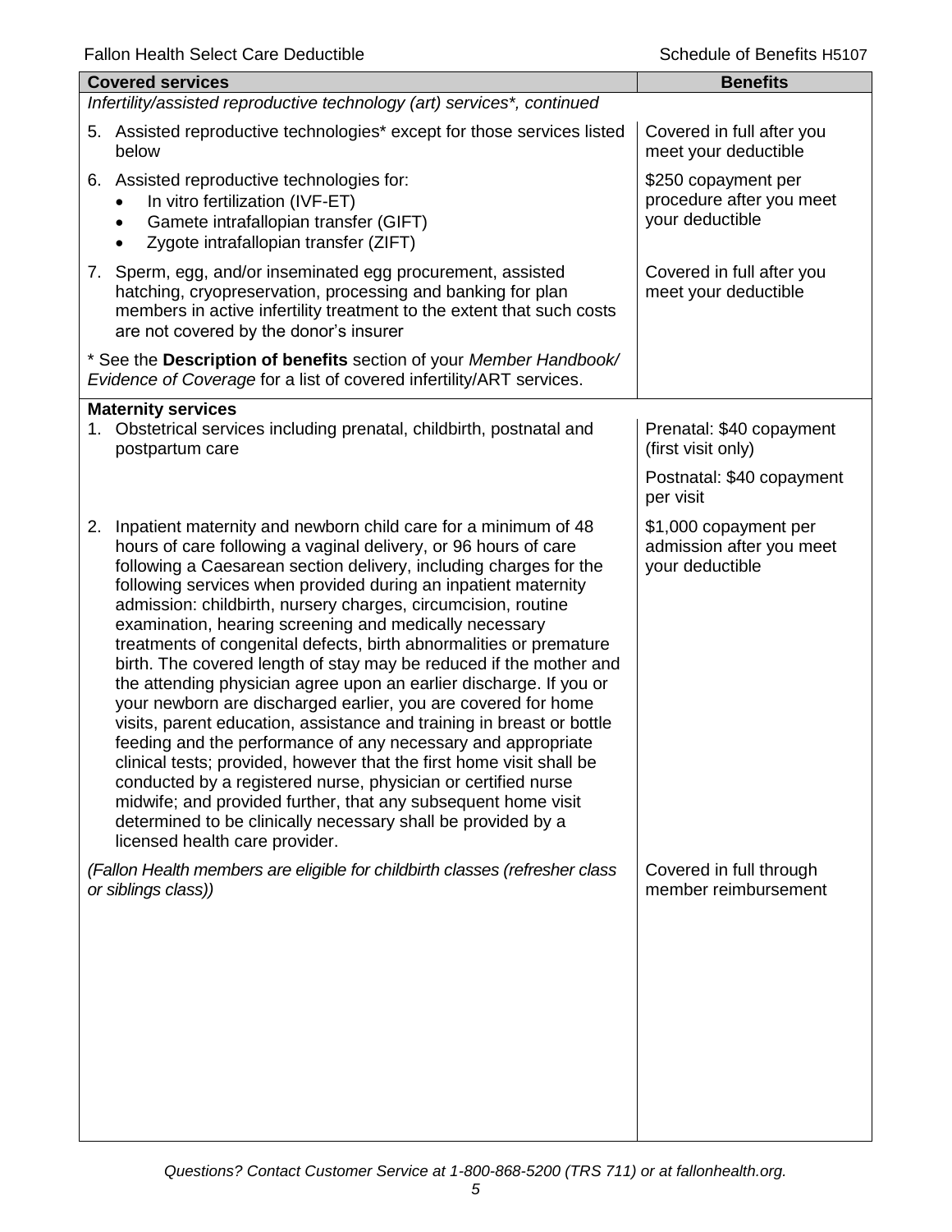| Covered services | Benefits |
|---|---|
| *Infertility/assisted reproductive technology (art) services*, continued* | |
| 5. Assisted reproductive technologies* except for those services listed below | Covered in full after you meet your deductible |
| 6. Assisted reproductive technologies for: <br>• In vitro fertilization (IVF-ET)<br>• Gamete intrafallopian transfer (GIFT)<br>• Zygote intrafallopian transfer (ZIFT) | $250 copayment per procedure after you meet your deductible |
| 7. Sperm, egg, and/or inseminated egg procurement, assisted hatching, cryopreservation, processing and banking for plan members in active infertility treatment to the extent that such costs are not covered by the donor's insurer | Covered in full after you meet your deductible |
| * See the **Description of benefits** section of your *Member Handbook/ Evidence of Coverage* for a list of covered infertility/ART services. | |
| **Maternity services** | |
| 1. Obstetrical services including prenatal, childbirth, postnatal and postpartum care | Prenatal: $40 copayment (first visit only)<br><br>Postnatal: $40 copayment per visit |
| 2. Inpatient maternity and newborn child care for a minimum of 48 hours of care following a vaginal delivery, or 96 hours of care following a Caesarean section delivery, including charges for the following services when provided during an inpatient maternity admission: childbirth, nursery charges, circumcision, routine examination, hearing screening and medically necessary treatments of congenital defects, birth abnormalities or premature birth. The covered length of stay may be reduced if the mother and the attending physician agree upon an earlier discharge. If you or your newborn are discharged earlier, you are covered for home visits, parent education, assistance and training in breast or bottle feeding and the performance of any necessary and appropriate clinical tests; provided, however that the first home visit shall be conducted by a registered nurse, physician or certified nurse midwife; and provided further, that any subsequent home visit determined to be clinically necessary shall be provided by a licensed health care provider. | $1,000 copayment per admission after you meet your deductible |
| *(Fallon Health members are eligible for childbirth classes (refresher class or siblings class))* | Covered in full through member reimbursement |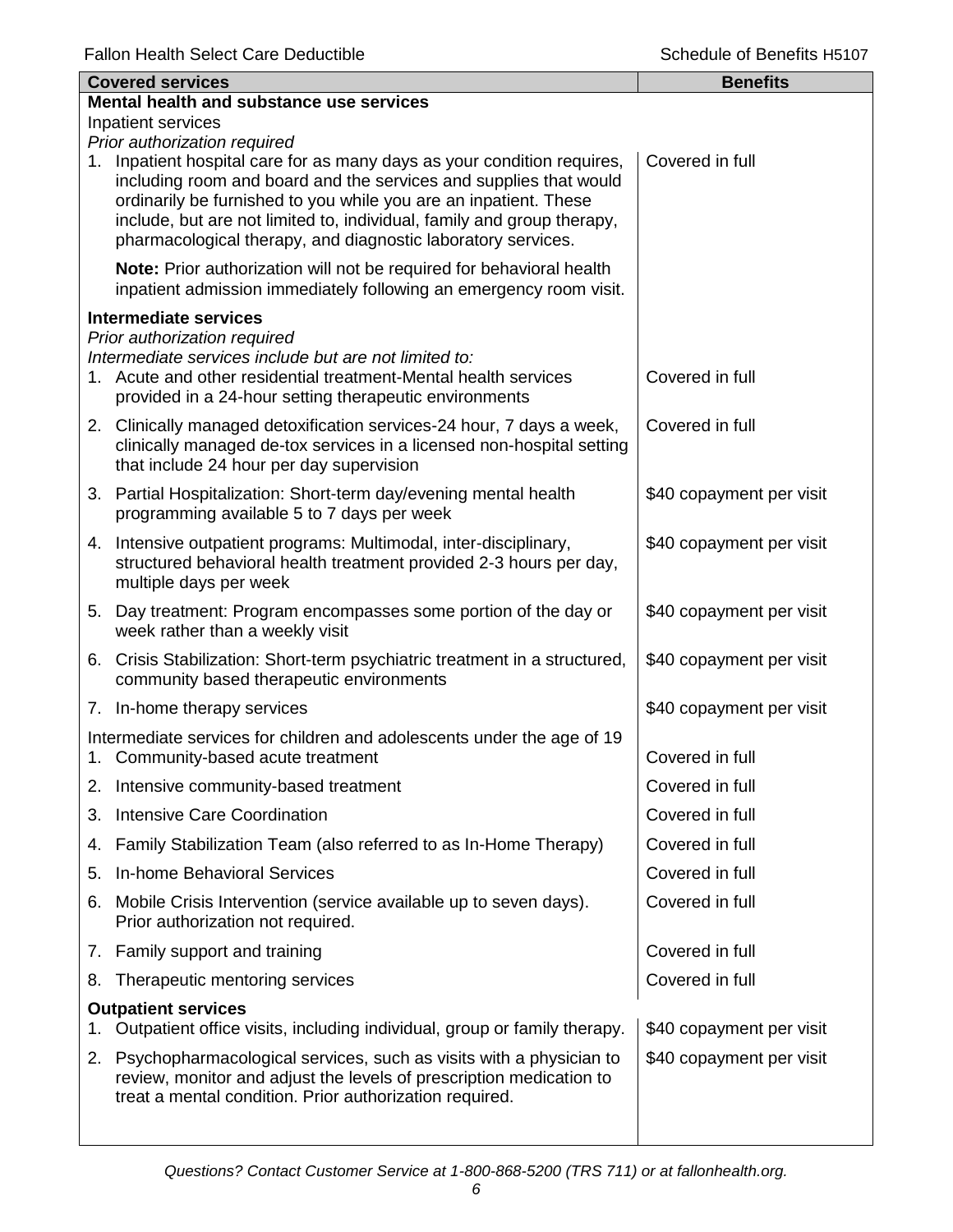| Covered services | Benefits |
| --- | --- |
| **Mental health and substance use services** | |
| Inpatient services | |
| *Prior authorization required* | |
| 1. Inpatient hospital care for as many days as your condition requires, including room and board and the services and supplies that would ordinarily be furnished to you while you are an inpatient. These include, but are not limited to, individual, family and group therapy, pharmacological therapy, and diagnostic laboratory services. | Covered in full |
| **Note:** Prior authorization will not be required for behavioral health inpatient admission immediately following an emergency room visit. | |
| **Intermediate services** | |
| *Prior authorization required* | |
| *Intermediate services include but are not limited to:* | |
| 1. Acute and other residential treatment-Mental health services provided in a 24-hour setting therapeutic environments | Covered in full |
| 2. Clinically managed detoxification services-24 hour, 7 days a week, clinically managed de-tox services in a licensed non-hospital setting that include 24 hour per day supervision | Covered in full |
| 3. Partial Hospitalization: Short-term day/evening mental health programming available 5 to 7 days per week | $40 copayment per visit |
| 4. Intensive outpatient programs: Multimodal, inter-disciplinary, structured behavioral health treatment provided 2-3 hours per day, multiple days per week | $40 copayment per visit |
| 5. Day treatment: Program encompasses some portion of the day or week rather than a weekly visit | $40 copayment per visit |
| 6. Crisis Stabilization: Short-term psychiatric treatment in a structured, community based therapeutic environments | $40 copayment per visit |
| 7. In-home therapy services | $40 copayment per visit |
| Intermediate services for children and adolescents under the age of 19 | |
| 1. Community-based acute treatment | Covered in full |
| 2. Intensive community-based treatment | Covered in full |
| 3. Intensive Care Coordination | Covered in full |
| 4. Family Stabilization Team (also referred to as In-Home Therapy) | Covered in full |
| 5. In-home Behavioral Services | Covered in full |
| 6. Mobile Crisis Intervention (service available up to seven days). Prior authorization not required. | Covered in full |
| 7. Family support and training | Covered in full |
| 8. Therapeutic mentoring services | Covered in full |
| **Outpatient services** | |
| 1. Outpatient office visits, including individual, group or family therapy. | $40 copayment per visit |
| 2. Psychopharmacological services, such as visits with a physician to review, monitor and adjust the levels of prescription medication to treat a mental condition. Prior authorization required. | $40 copayment per visit |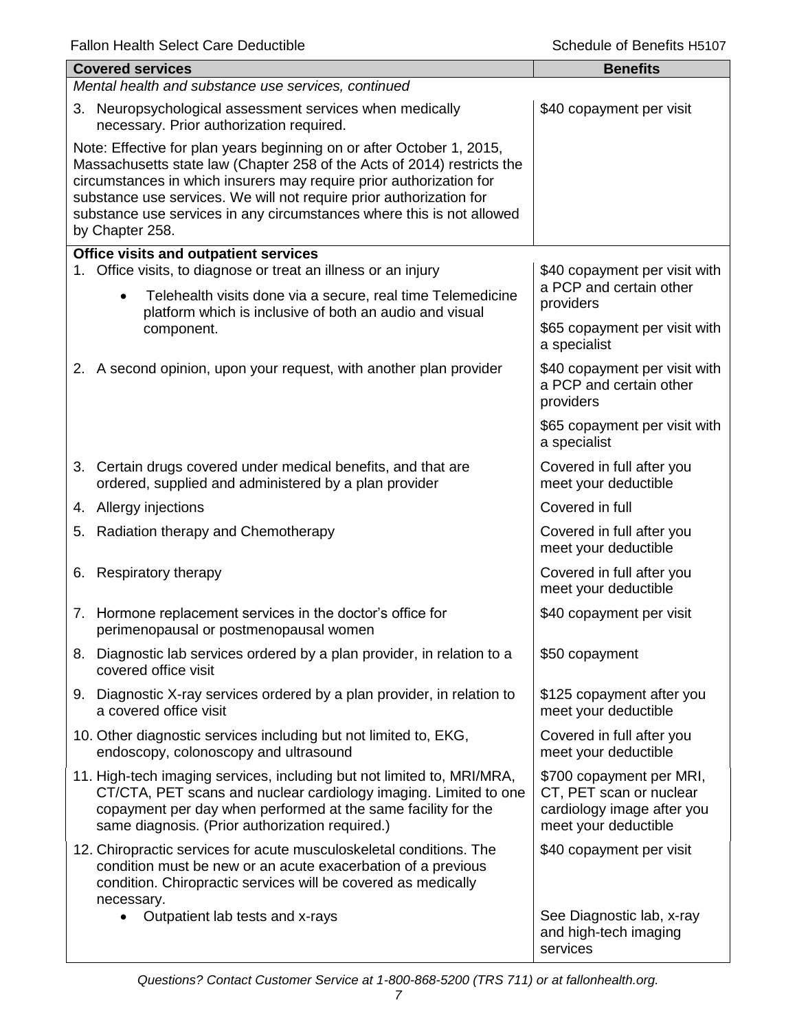| Covered services | Benefits |
|---|---|
| *Mental health and substance use services, continued* | |
| 3. Neuropsychological assessment services when medically necessary. Prior authorization required. | $40 copayment per visit |
| Note: Effective for plan years beginning on or after October 1, 2015, Massachusetts state law (Chapter 258 of the Acts of 2014) restricts the circumstances in which insurers may require prior authorization for substance use services. We will not require prior authorization for substance use services in any circumstances where this is not allowed by Chapter 258. | |
| **Office visits and outpatient services** | |
| 1. Office visits, to diagnose or treat an illness or an injury <br> • Telehealth visits done via a secure, real time Telemedicine platform which is inclusive of both an audio and visual component. | $40 copayment per visit with a PCP and certain other providers <br> $65 copayment per visit with a specialist |
| 2. A second opinion, upon your request, with another plan provider | $40 copayment per visit with a PCP and certain other providers <br> $65 copayment per visit with a specialist |
| 3. Certain drugs covered under medical benefits, and that are ordered, supplied and administered by a plan provider | Covered in full after you meet your deductible |
| 4. Allergy injections | Covered in full |
| 5. Radiation therapy and Chemotherapy | Covered in full after you meet your deductible |
| 6. Respiratory therapy | Covered in full after you meet your deductible |
| 7. Hormone replacement services in the doctor's office for perimenopausal or postmenopausal women | $40 copayment per visit |
| 8. Diagnostic lab services ordered by a plan provider, in relation to a covered office visit | $50 copayment |
| 9. Diagnostic X-ray services ordered by a plan provider, in relation to a covered office visit | $125 copayment after you meet your deductible |
| 10. Other diagnostic services including but not limited to, EKG, endoscopy, colonoscopy and ultrasound | Covered in full after you meet your deductible |
| 11. High-tech imaging services, including but not limited to, MRI/MRA, CT/CTA, PET scans and nuclear cardiology imaging. Limited to one copayment per day when performed at the same facility for the same diagnosis. (Prior authorization required.) | $700 copayment per MRI, CT, PET scan or nuclear cardiology image after you meet your deductible |
| 12. Chiropractic services for acute musculoskeletal conditions. The condition must be new or an acute exacerbation of a previous condition. Chiropractic services will be covered as medically necessary. | $40 copayment per visit |
| • Outpatient lab tests and x-rays | See Diagnostic lab, x-ray and high-tech imaging services |

*Questions? Contact Customer Service at 1-800-868-5200 (TRS 711) or at fallonhealth.org.*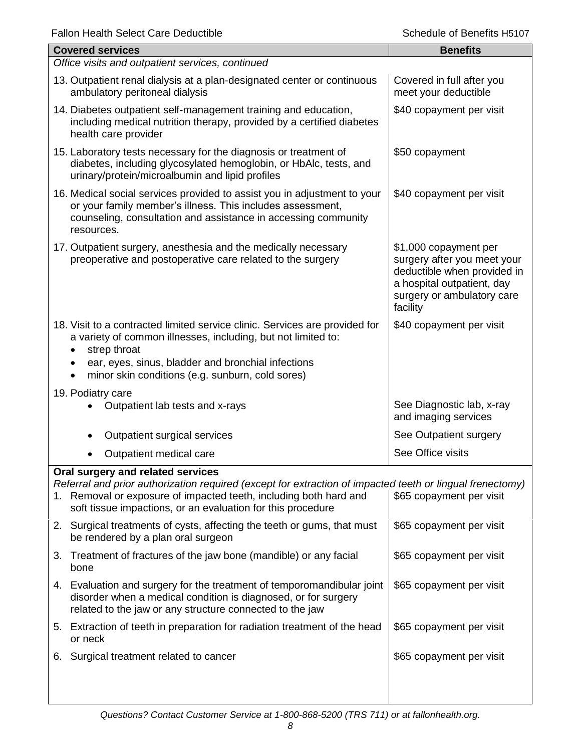| Covered services | Benefits |
|---|---|
| *Office visits and outpatient services, continued* | |
| 13. Outpatient renal dialysis at a plan-designated center or continuous ambulatory peritoneal dialysis | Covered in full after you meet your deductible |
| 14. Diabetes outpatient self-management training and education, including medical nutrition therapy, provided by a certified diabetes health care provider | $40 copayment per visit |
| 15. Laboratory tests necessary for the diagnosis or treatment of diabetes, including glycosylated hemoglobin, or HbAlc, tests, and urinary/protein/microalbumin and lipid profiles | $50 copayment |
| 16. Medical social services provided to assist you in adjustment to your or your family member's illness. This includes assessment, counseling, consultation and assistance in accessing community resources. | $40 copayment per visit |
| 17. Outpatient surgery, anesthesia and the medically necessary preoperative and postoperative care related to the surgery | $1,000 copayment per surgery after you meet your deductible when provided in a hospital outpatient, day surgery or ambulatory care facility |
| 18. Visit to a contracted limited service clinic. Services are provided for a variety of common illnesses, including, but not limited to: <br>• strep throat <br>• ear, eyes, sinus, bladder and bronchial infections <br>• minor skin conditions (e.g. sunburn, cold sores) | $40 copayment per visit |
| 19. Podiatry care <br>• Outpatient lab tests and x-rays | See Diagnostic lab, x-ray and imaging services |
| • Outpatient surgical services | See Outpatient surgery |
| • Outpatient medical care | See Office visits |
| **Oral surgery and related services** <br>*Referral and prior authorization required (except for extraction of impacted teeth or lingual frenectomy)* | |
| 1. Removal or exposure of impacted teeth, including both hard and soft tissue impactions, or an evaluation for this procedure | $65 copayment per visit |
| 2. Surgical treatments of cysts, affecting the teeth or gums, that must be rendered by a plan oral surgeon | $65 copayment per visit |
| 3. Treatment of fractures of the jaw bone (mandible) or any facial bone | $65 copayment per visit |
| 4. Evaluation and surgery for the treatment of temporomandibular joint disorder when a medical condition is diagnosed, or for surgery related to the jaw or any structure connected to the jaw | $65 copayment per visit |
| 5. Extraction of teeth in preparation for radiation treatment of the head or neck | $65 copayment per visit |
| 6. Surgical treatment related to cancer | $65 copayment per visit |

*Questions? Contact Customer Service at 1-800-868-5200 (TRS 711) or at fallonhealth.org.*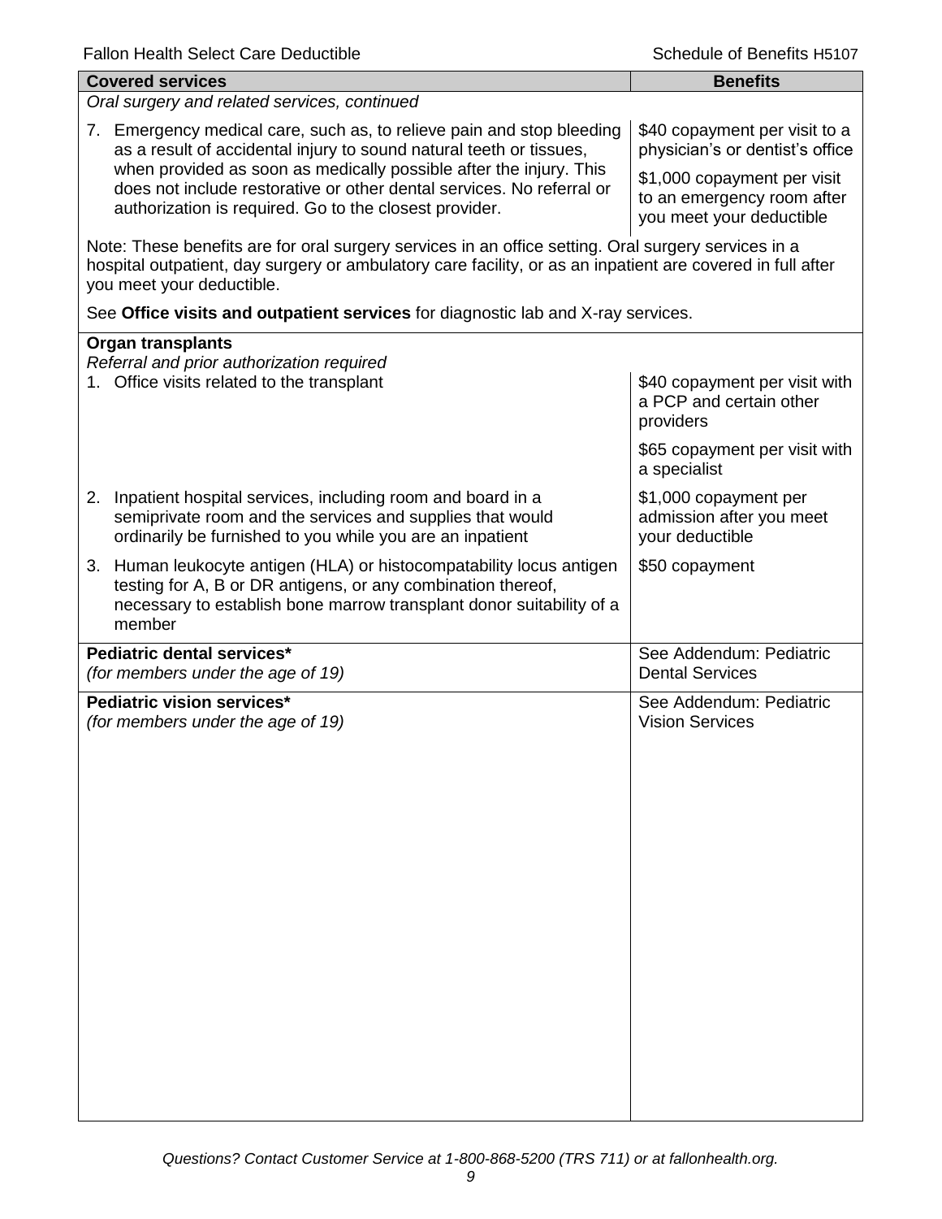| Covered services | Benefits |
|---|---|
| *Oral surgery and related services, continued* | |
| 7. Emergency medical care, such as, to relieve pain and stop bleeding as a result of accidental injury to sound natural teeth or tissues, when provided as soon as medically possible after the injury. This does not include restorative or other dental services. No referral or authorization is required. Go to the closest provider. | $40 copayment per visit to a physician's or dentist's office<br><br>$1,000 copayment per visit to an emergency room after you meet your deductible |
| Note: These benefits are for oral surgery services in an office setting. Oral surgery services in a hospital outpatient, day surgery or ambulatory care facility, or as an inpatient are covered in full after you meet your deductible.<br><br>See **Office visits and outpatient services** for diagnostic lab and X-ray services. | |
| **Organ transplants**<br>*Referral and prior authorization required* | |
| 1. Office visits related to the transplant | $40 copayment per visit with a PCP and certain other providers<br><br>$65 copayment per visit with a specialist |
| 2. Inpatient hospital services, including room and board in a semiprivate room and the services and supplies that would ordinarily be furnished to you while you are an inpatient | $1,000 copayment per admission after you meet your deductible |
| 3. Human leukocyte antigen (HLA) or histocompatability locus antigen testing for A, B or DR antigens, or any combination thereof, necessary to establish bone marrow transplant donor suitability of a member | $50 copayment |
| **Pediatric dental services***<br>*(for members under the age of 19)* | See Addendum: Pediatric Dental Services |
| **Pediatric vision services***<br>*(for members under the age of 19)* | See Addendum: Pediatric Vision Services |

*Questions? Contact Customer Service at 1-800-868-5200 (TRS 711) or at fallonhealth.org.*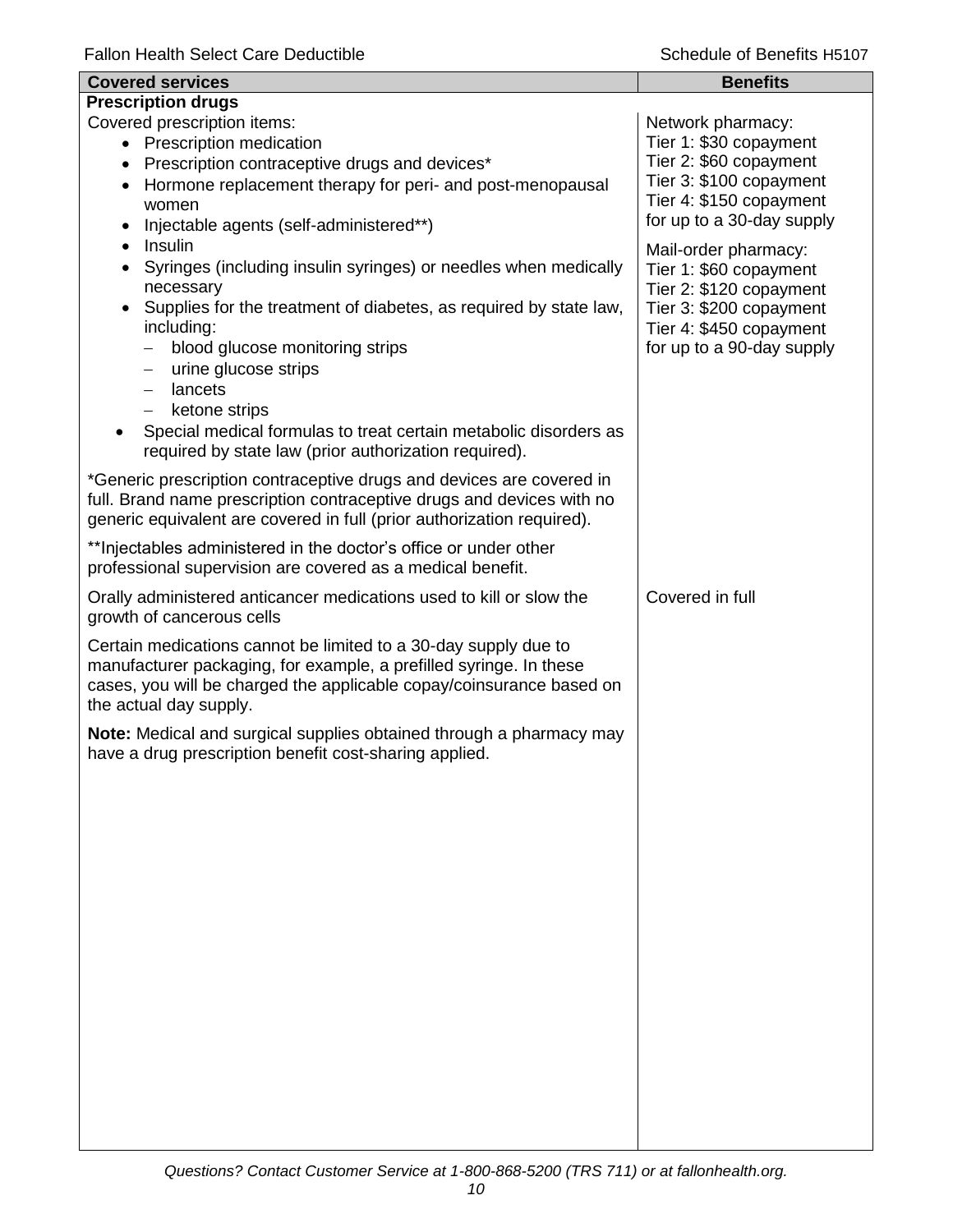| Covered services | Benefits |
|---|---|
| **Prescription drugs** | |
| Covered prescription items:<br>• Prescription medication<br>• Prescription contraceptive drugs and devices*<br>• Hormone replacement therapy for peri- and post-menopausal women<br>• Injectable agents (self-administered**)<br>• Insulin<br>• Syringes (including insulin syringes) or needles when medically necessary<br>• Supplies for the treatment of diabetes, as required by state law, including:<br>  – blood glucose monitoring strips<br>  – urine glucose strips<br>  – lancets<br>  – ketone strips<br>• Special medical formulas to treat certain metabolic disorders as required by state law (prior authorization required).<br><br>*Generic prescription contraceptive drugs and devices are covered in full. Brand name prescription contraceptive drugs and devices with no generic equivalent are covered in full (prior authorization required).<br><br>**Injectables administered in the doctor's office or under other professional supervision are covered as a medical benefit. | Network pharmacy:<br>Tier 1: $30 copayment<br>Tier 2: $60 copayment<br>Tier 3: $100 copayment<br>Tier 4: $150 copayment<br>for up to a 30-day supply<br><br>Mail-order pharmacy:<br>Tier 1: $60 copayment<br>Tier 2: $120 copayment<br>Tier 3: $200 copayment<br>Tier 4: $450 copayment<br>for up to a 90-day supply |
| Orally administered anticancer medications used to kill or slow the growth of cancerous cells<br><br>Certain medications cannot be limited to a 30-day supply due to manufacturer packaging, for example, a prefilled syringe. In these cases, you will be charged the applicable copay/coinsurance based on the actual day supply.<br><br>**Note:** Medical and surgical supplies obtained through a pharmacy may have a drug prescription benefit cost-sharing applied. | Covered in full |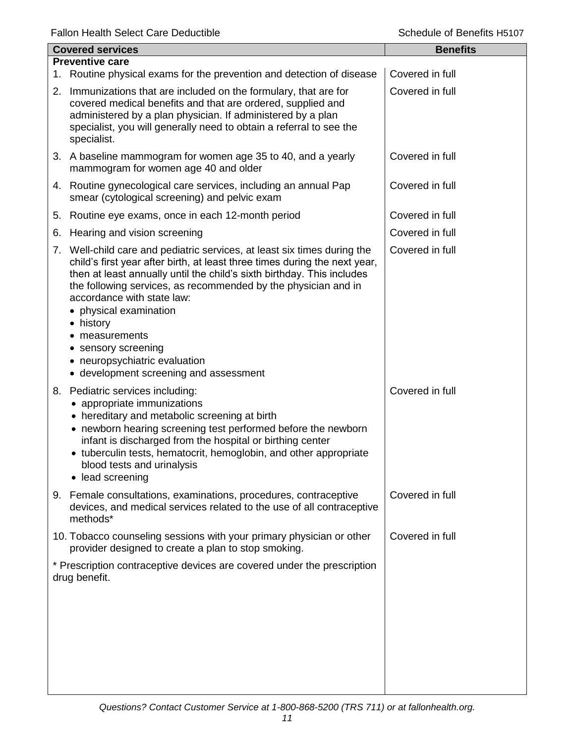| Covered services | Benefits |
|---|---|
| **Preventive care** | |
| 1. Routine physical exams for the prevention and detection of disease | Covered in full |
| 2. Immunizations that are included on the formulary, that are for covered medical benefits and that are ordered, supplied and administered by a plan physician. If administered by a plan specialist, you will generally need to obtain a referral to see the specialist. | Covered in full |
| 3. A baseline mammogram for women age 35 to 40, and a yearly mammogram for women age 40 and older | Covered in full |
| 4. Routine gynecological care services, including an annual Pap smear (cytological screening) and pelvic exam | Covered in full |
| 5. Routine eye exams, once in each 12-month period | Covered in full |
| 6. Hearing and vision screening | Covered in full |
| 7. Well-child care and pediatric services, at least six times during the child's first year after birth, at least three times during the next year, then at least annually until the child's sixth birthday. This includes the following services, as recommended by the physician and in accordance with state law: <br>• physical examination <br>• history <br>• measurements <br>• sensory screening <br>• neuropsychiatric evaluation <br>• development screening and assessment | Covered in full |
| 8. Pediatric services including: <br>• appropriate immunizations <br>• hereditary and metabolic screening at birth <br>• newborn hearing screening test performed before the newborn infant is discharged from the hospital or birthing center <br>• tuberculin tests, hematocrit, hemoglobin, and other appropriate blood tests and urinalysis <br>• lead screening | Covered in full |
| 9. Female consultations, examinations, procedures, contraceptive devices, and medical services related to the use of all contraceptive methods* | Covered in full |
| 10. Tobacco counseling sessions with your primary physician or other provider designed to create a plan to stop smoking. | Covered in full |
| * Prescription contraceptive devices are covered under the prescription drug benefit. | |

*Questions? Contact Customer Service at 1-800-868-5200 (TRS 711) or at fallonhealth.org.*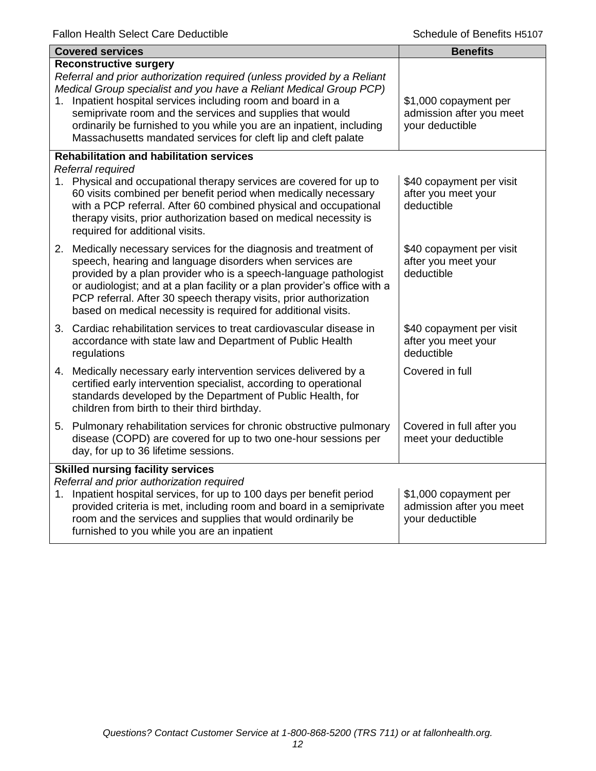| Covered services | Benefits |
|---|---|
| **Reconstructive surgery**<br>*Referral and prior authorization required (unless provided by a Reliant Medical Group specialist and you have a Reliant Medical Group PCP)*<br>1. Inpatient hospital services including room and board in a semiprivate room and the services and supplies that would ordinarily be furnished to you while you are an inpatient, including Massachusetts mandated services for cleft lip and cleft palate | $1,000 copayment per admission after you meet your deductible |
| **Rehabilitation and habilitation services**<br>*Referral required*<br>1. Physical and occupational therapy services are covered for up to 60 visits combined per benefit period when medically necessary with a PCP referral. After 60 combined physical and occupational therapy visits, prior authorization based on medical necessity is required for additional visits. | $40 copayment per visit after you meet your deductible |
| 2. Medically necessary services for the diagnosis and treatment of speech, hearing and language disorders when services are provided by a plan provider who is a speech-language pathologist or audiologist; and at a plan facility or a plan provider's office with a PCP referral. After 30 speech therapy visits, prior authorization based on medical necessity is required for additional visits. | $40 copayment per visit after you meet your deductible |
| 3. Cardiac rehabilitation services to treat cardiovascular disease in accordance with state law and Department of Public Health regulations | $40 copayment per visit after you meet your deductible |
| 4. Medically necessary early intervention services delivered by a certified early intervention specialist, according to operational standards developed by the Department of Public Health, for children from birth to their third birthday. | Covered in full |
| 5. Pulmonary rehabilitation services for chronic obstructive pulmonary disease (COPD) are covered for up to two one-hour sessions per day, for up to 36 lifetime sessions. | Covered in full after you meet your deductible |
| **Skilled nursing facility services**<br>*Referral and prior authorization required*<br>1. Inpatient hospital services, for up to 100 days per benefit period provided criteria is met, including room and board in a semiprivate room and the services and supplies that would ordinarily be furnished to you while you are an inpatient | $1,000 copayment per admission after you meet your deductible |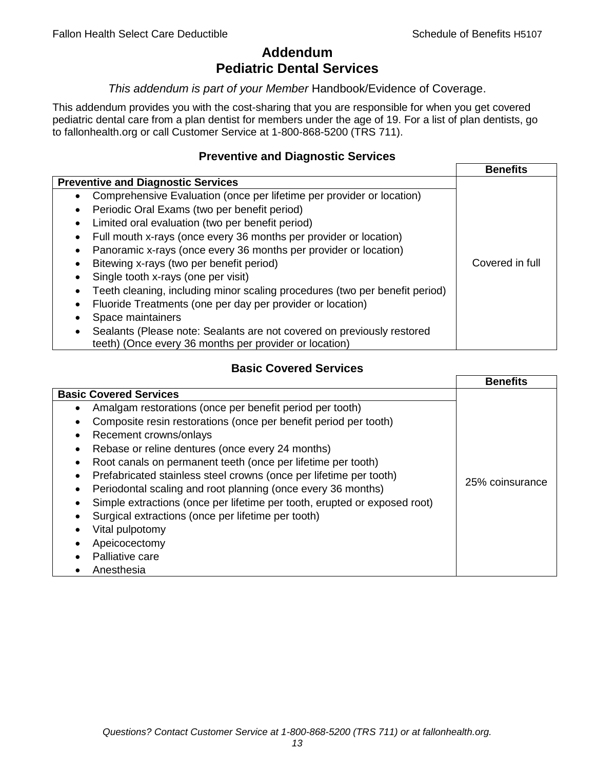# Addendum
# Pediatric Dental Services

*This addendum is part of your Member* Handbook/Evidence of Coverage.

This addendum provides you with the cost-sharing that you are responsible for when you get covered pediatric dental care from a plan dentist for members under the age of 19. For a list of plan dentists, go to fallonhealth.org or call Customer Service at 1-800-868-5200 (TRS 711).

### Preventive and Diagnostic Services

| | Benefits |
|---|---|
| **Preventive and Diagnostic Services** | |
| • Comprehensive Evaluation (once per lifetime per provider or location)<br>• Periodic Oral Exams (two per benefit period)<br>• Limited oral evaluation (two per benefit period)<br>• Full mouth x-rays (once every 36 months per provider or location)<br>• Panoramic x-rays (once every 36 months per provider or location)<br>• Bitewing x-rays (two per benefit period)<br>• Single tooth x-rays (one per visit)<br>• Teeth cleaning, including minor scaling procedures (two per benefit period)<br>• Fluoride Treatments (one per day per provider or location)<br>• Space maintainers<br>• Sealants (Please note: Sealants are not covered on previously restored teeth) (Once every 36 months per provider or location) | Covered in full |

### Basic Covered Services

| | Benefits |
|---|---|
| **Basic Covered Services** | |
| • Amalgam restorations (once per benefit period per tooth)<br>• Composite resin restorations (once per benefit period per tooth)<br>• Recement crowns/onlays<br>• Rebase or reline dentures (once every 24 months)<br>• Root canals on permanent teeth (once per lifetime per tooth)<br>• Prefabricated stainless steel crowns (once per lifetime per tooth)<br>• Periodontal scaling and root planning (once every 36 months)<br>• Simple extractions (once per lifetime per tooth, erupted or exposed root)<br>• Surgical extractions (once per lifetime per tooth)<br>• Vital pulpotomy<br>• Apeicocectomy<br>• Palliative care<br>• Anesthesia | 25% coinsurance |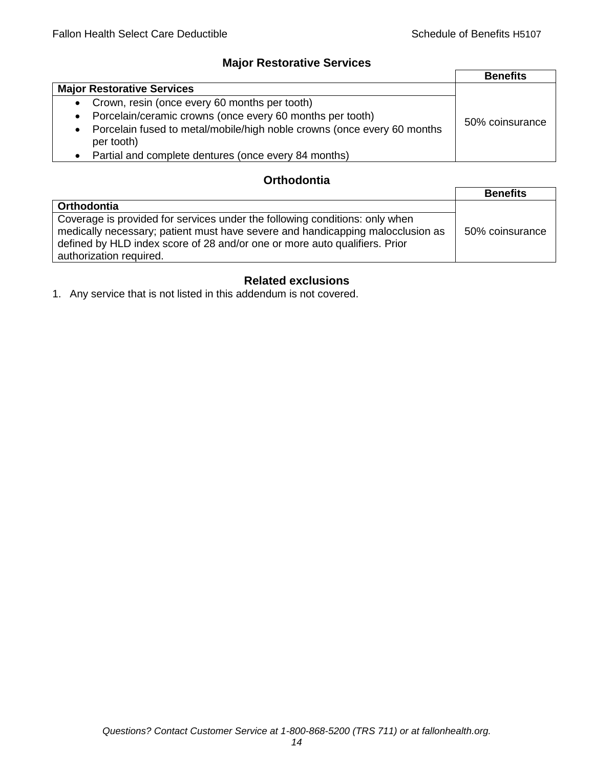## Major Restorative Services

| | Benefits |
|---|---|
| **Major Restorative Services** | |
| • Crown, resin (once every 60 months per tooth)<br>• Porcelain/ceramic crowns (once every 60 months per tooth)<br>• Porcelain fused to metal/mobile/high noble crowns (once every 60 months per tooth)<br>• Partial and complete dentures (once every 84 months) | 50% coinsurance |

## Orthodontia

| | Benefits |
|---|---|
| **Orthodontia** | |
| Coverage is provided for services under the following conditions: only when medically necessary; patient must have severe and handicapping malocclusion as defined by HLD index score of 28 and/or one or more auto qualifiers. Prior authorization required. | 50% coinsurance |

## Related exclusions

1. Any service that is not listed in this addendum is not covered.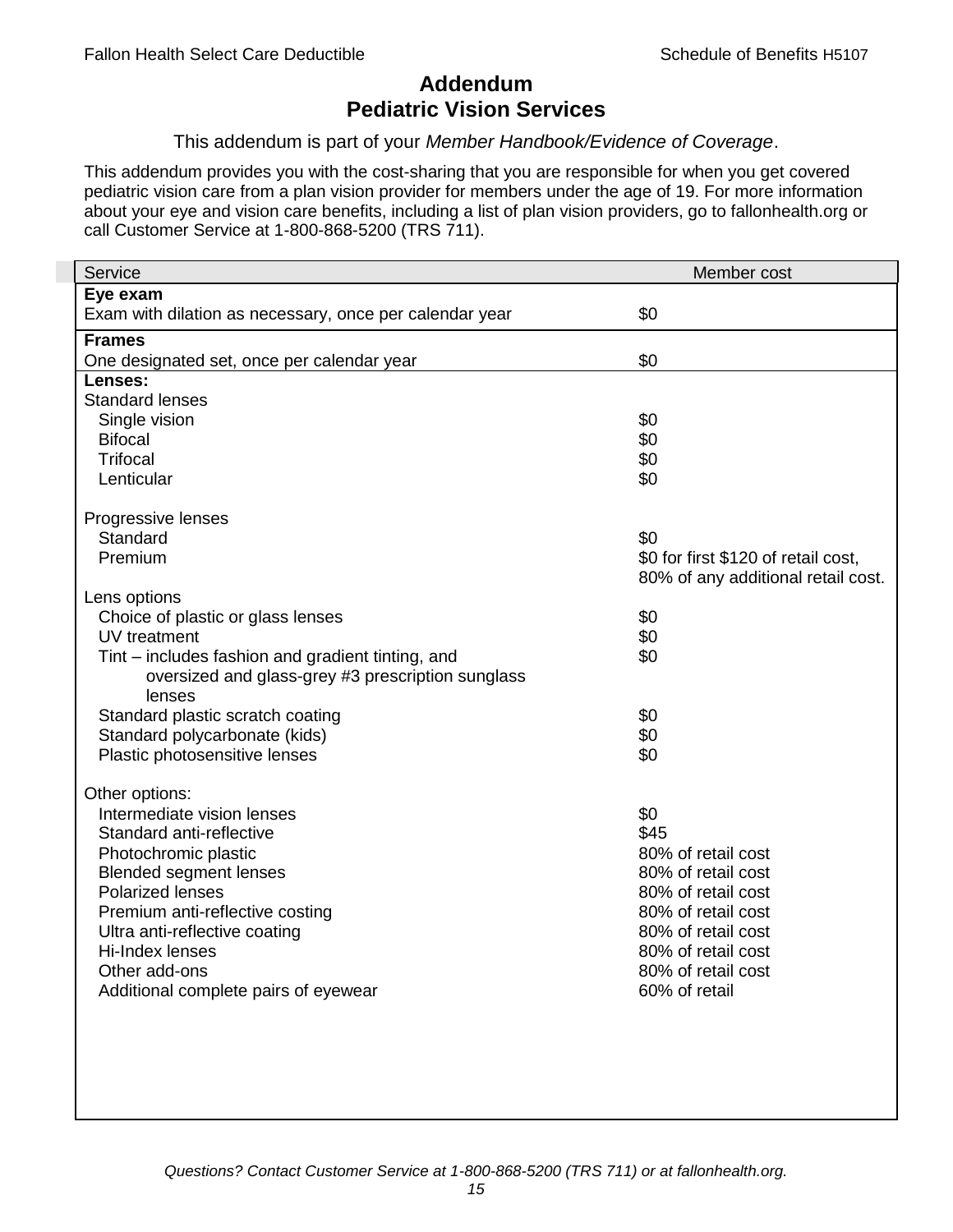# Addendum
## Pediatric Vision Services

This addendum is part of your *Member Handbook/Evidence of Coverage*.

This addendum provides you with the cost-sharing that you are responsible for when you get covered pediatric vision care from a plan vision provider for members under the age of 19. For more information about your eye and vision care benefits, including a list of plan vision providers, go to fallonhealth.org or call Customer Service at 1-800-868-5200 (TRS 711).

| Service | Member cost |
| --- | --- |
| **Eye exam** | |
| Exam with dilation as necessary, once per calendar year | $0 |
| **Frames** | |
| One designated set, once per calendar year | $0 |
| **Lenses:** | |
| Standard lenses | |
| Single vision | $0 |
| Bifocal | $0 |
| Trifocal | $0 |
| Lenticular | $0 |
| Progressive lenses | |
| Standard | $0 |
| Premium | $0 for first $120 of retail cost, 80% of any additional retail cost. |
| Lens options | |
| Choice of plastic or glass lenses | $0 |
| UV treatment | $0 |
| Tint – includes fashion and gradient tinting, and oversized and glass-grey #3 prescription sunglass lenses | $0 |
| Standard plastic scratch coating | $0 |
| Standard polycarbonate (kids) | $0 |
| Plastic photosensitive lenses | $0 |
| Other options: | |
| Intermediate vision lenses | $0 |
| Standard anti-reflective | $45 |
| Photochromic plastic | 80% of retail cost |
| Blended segment lenses | 80% of retail cost |
| Polarized lenses | 80% of retail cost |
| Premium anti-reflective costing | 80% of retail cost |
| Ultra anti-reflective coating | 80% of retail cost |
| Hi-Index lenses | 80% of retail cost |
| Other add-ons | 80% of retail cost |
| Additional complete pairs of eyewear | 60% of retail |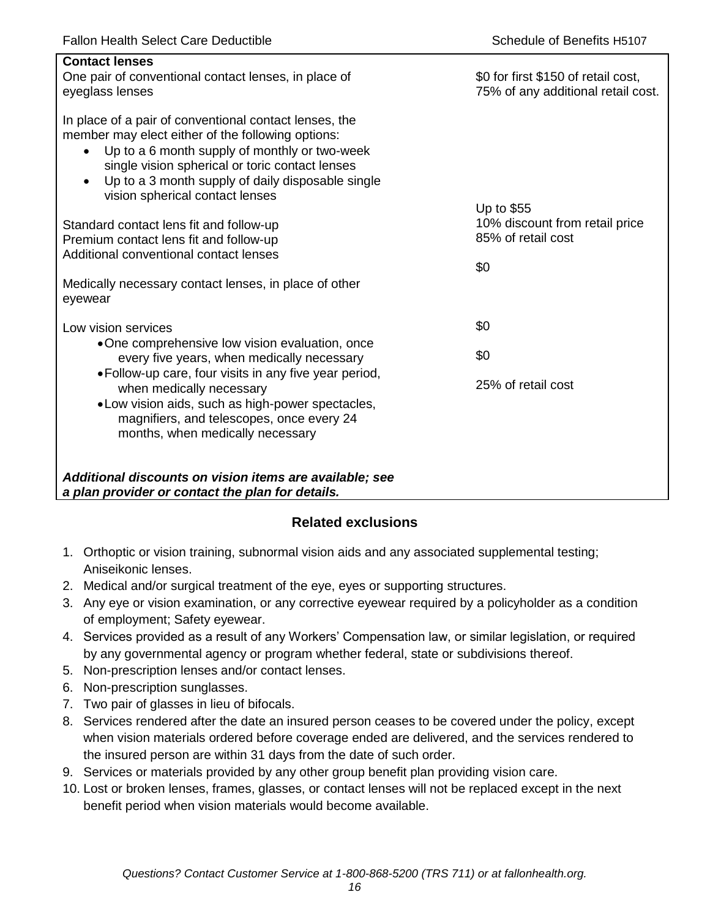| **Contact lenses** | |
|---|---|
| One pair of conventional contact lenses, in place of eyeglass lenses | $0 for first $150 of retail cost, 75% of any additional retail cost. |
| In place of a pair of conventional contact lenses, the member may elect either of the following options:<br>• Up to a 6 month supply of monthly or two-week single vision spherical or toric contact lenses<br>• Up to a 3 month supply of daily disposable single vision spherical contact lenses | |
| Standard contact lens fit and follow-up | Up to $55 |
| Premium contact lens fit and follow-up | 10% discount from retail price |
| Additional conventional contact lenses | 85% of retail cost |
| Medically necessary contact lenses, in place of other eyewear | $0 |
| Low vision services | |
| • One comprehensive low vision evaluation, once every five years, when medically necessary | $0 |
| • Follow-up care, four visits in any five year period, when medically necessary | $0 |
| • Low vision aids, such as high-power spectacles, magnifiers, and telescopes, once every 24 months, when medically necessary | 25% of retail cost |
| ***Additional discounts on vision items are available; see a plan provider or contact the plan for details.*** | |

## Related exclusions

1. Orthoptic or vision training, subnormal vision aids and any associated supplemental testing; Aniseikonic lenses.
2. Medical and/or surgical treatment of the eye, eyes or supporting structures.
3. Any eye or vision examination, or any corrective eyewear required by a policyholder as a condition of employment; Safety eyewear.
4. Services provided as a result of any Workers' Compensation law, or similar legislation, or required by any governmental agency or program whether federal, state or subdivisions thereof.
5. Non-prescription lenses and/or contact lenses.
6. Non-prescription sunglasses.
7. Two pair of glasses in lieu of bifocals.
8. Services rendered after the date an insured person ceases to be covered under the policy, except when vision materials ordered before coverage ended are delivered, and the services rendered to the insured person are within 31 days from the date of such order.
9. Services or materials provided by any other group benefit plan providing vision care.
10. Lost or broken lenses, frames, glasses, or contact lenses will not be replaced except in the next benefit period when vision materials would become available.

*Questions? Contact Customer Service at 1-800-868-5200 (TRS 711) or at fallonhealth.org.*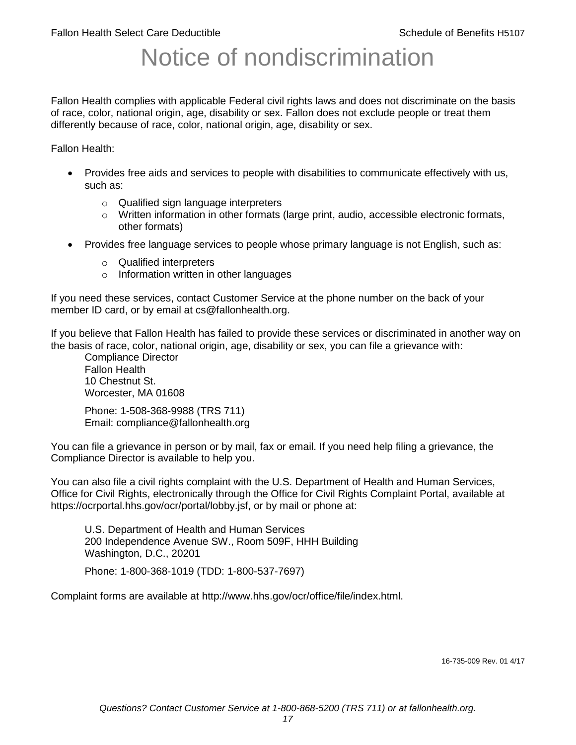# Notice of nondiscrimination

Fallon Health complies with applicable Federal civil rights laws and does not discriminate on the basis of race, color, national origin, age, disability or sex. Fallon does not exclude people or treat them differently because of race, color, national origin, age, disability or sex.

Fallon Health:

- Provides free aids and services to people with disabilities to communicate effectively with us, such as:
  - Qualified sign language interpreters
  - Written information in other formats (large print, audio, accessible electronic formats, other formats)
- Provides free language services to people whose primary language is not English, such as:
  - Qualified interpreters
  - Information written in other languages

If you need these services, contact Customer Service at the phone number on the back of your member ID card, or by email at cs@fallonhealth.org.

If you believe that Fallon Health has failed to provide these services or discriminated in another way on the basis of race, color, national origin, age, disability or sex, you can file a grievance with:

Compliance Director
Fallon Health
10 Chestnut St.
Worcester, MA 01608

Phone: 1-508-368-9988 (TRS 711)
Email: compliance@fallonhealth.org

You can file a grievance in person or by mail, fax or email. If you need help filing a grievance, the Compliance Director is available to help you.

You can also file a civil rights complaint with the U.S. Department of Health and Human Services, Office for Civil Rights, electronically through the Office for Civil Rights Complaint Portal, available at https://ocrportal.hhs.gov/ocr/portal/lobby.jsf, or by mail or phone at:

U.S. Department of Health and Human Services
200 Independence Avenue SW., Room 509F, HHH Building
Washington, D.C., 20201

Phone: 1-800-368-1019 (TDD: 1-800-537-7697)

Complaint forms are available at http://www.hhs.gov/ocr/office/file/index.html.

16-735-009 Rev. 01 4/17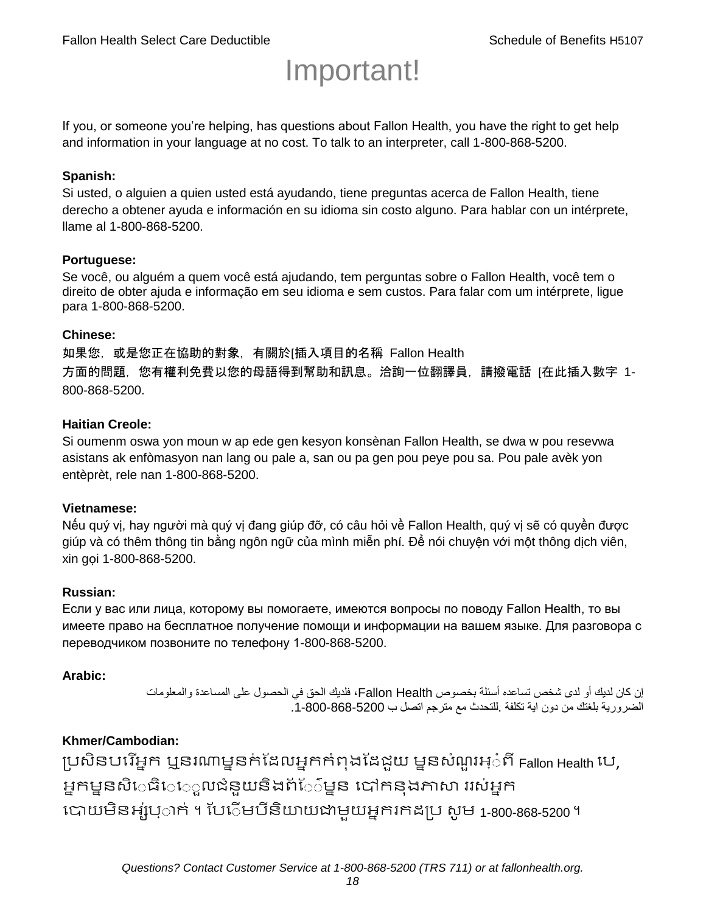# Important!

If you, or someone you're helping, has questions about Fallon Health, you have the right to get help and information in your language at no cost. To talk to an interpreter, call 1-800-868-5200.

**Spanish:**
Si usted, o alguien a quien usted está ayudando, tiene preguntas acerca de Fallon Health, tiene derecho a obtener ayuda e información en su idioma sin costo alguno. Para hablar con un intérprete, llame al 1-800-868-5200.

**Portuguese:**
Se você, ou alguém a quem você está ajudando, tem perguntas sobre o Fallon Health, você tem o direito de obter ajuda e informação em seu idioma e sem custos. Para falar com um intérprete, ligue para 1-800-868-5200.

**Chinese:**
如果您，或是您正在協助的對象，有關於[插入項目的名稱 Fallon Health 方面的問題，您有權利免費以您的母語得到幫助和訊息。洽詢一位翻譯員，請撥電話 [在此插入數字 1-800-868-5200.

**Haitian Creole:**
Si oumenm oswa yon moun w ap ede gen kesyon konsènan Fallon Health, se dwa w pou resevwa asistans ak enfòmasyon nan lang ou pale a, san ou pa gen pou peye pou sa. Pou pale avèk yon entèprèt, rele nan 1-800-868-5200.

**Vietnamese:**
Nếu quý vị, hay người mà quý vị đang giúp đỡ, có câu hỏi về Fallon Health, quý vị sẽ có quyền được giúp và có thêm thông tin bằng ngôn ngữ của mình miễn phí. Để nói chuyện với một thông dịch viên, xin gọi 1-800-868-5200.

**Russian:**
Если у вас или лица, которому вы помогаете, имеются вопросы по поводу Fallon Health, то вы имеете право на бесплатное получение помощи и информации на вашем языке. Для разговора с переводчиком позвоните по телефону 1-800-868-5200.

**Arabic:**
إن كان لديك أو لدى شخص تساعده أسئلة بخصوص Fallon Health، فلديك الحق في الحصول على المساعدة والمعلومات الضرورية بلغتك من دون اية تكلفة .للتحدث مع مترجم اتصل ب 1-800-868-5200.

**Khmer/Cambodian:**
ប្រសិនបរើអ្នក ឬនរណាម្នក់ដែលអ្នកកំពុងដែជួយ ម្នសំណួរអ្ំពី Fallon Health បេ, អ្នកម្នសិេធិេេួលជំនួយនិងព័ែ៌ម្នន បៅកនុងភាសា ររស់អ្នក បោយមិនអ្ស់បុ់ាក់ ។ បែេើមបីនិយាយជាមួយអ្នករកដប្រ សូម 1-800-868-5200 ។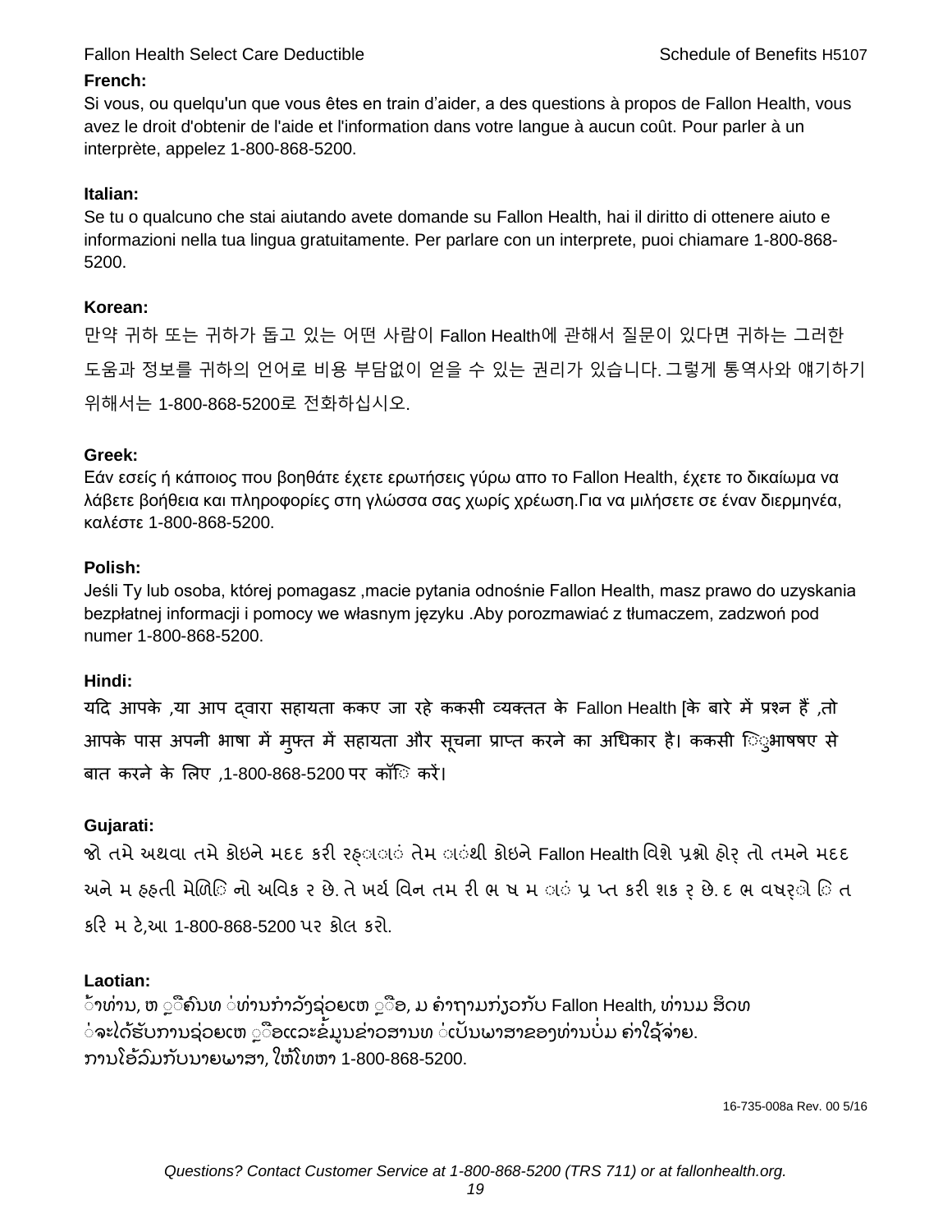**French:**
Si vous, ou quelqu'un que vous êtes en train d'aider, a des questions à propos de Fallon Health, vous avez le droit d'obtenir de l'aide et l'information dans votre langue à aucun coût. Pour parler à un interprète, appelez 1-800-868-5200.

**Italian:**
Se tu o qualcuno che stai aiutando avete domande su Fallon Health, hai il diritto di ottenere aiuto e informazioni nella tua lingua gratuitamente. Per parlare con un interprete, puoi chiamare 1-800-868-5200.

**Korean:**
만약 귀하 또는 귀하가 돕고 있는 어떤 사람이 Fallon Health에 관해서 질문이 있다면 귀하는 그러한 도움과 정보를 귀하의 언어로 비용 부담없이 얻을 수 있는 권리가 있습니다. 그렇게 통역사와 얘기하기 위해서는 1-800-868-5200로 전화하십시오.

**Greek:**
Εάν εσείς ή κάποιος που βοηθάτε έχετε ερωτήσεις γύρω απο το Fallon Health, έχετε το δικαίωμα να λάβετε βοήθεια και πληροφορίες στη γλώσσα σας χωρίς χρέωση.Για να μιλήσετε σε έναν διερμηνέα, καλέστε 1-800-868-5200.

**Polish:**
Jeśli Ty lub osoba, której pomagasz ,macie pytania odnośnie Fallon Health, masz prawo do uzyskania bezpłatnej informacji i pomocy we własnym języku .Aby porozmawiać z tłumaczem, zadzwoń pod numer 1-800-868-5200.

**Hindi:**
यदि आपके ,या आप द्वारा सहायता ककए जा रहे ककसी व्यक्तत के Fallon Health [के बारे में प्रश्न हैं ,तो आपके पास अपनी भाषा में मुफ्त में सहायता और सूचना प्राप्त करने का अधिकार है। ककसी िुभाषषए से बात करने के लिए ,1-800-868-5200 पर कॉि करें।

**Gujarati:**
જો તમે અથવા તમે કોઇને મદદ કરી રહ્યાં તેમ ાંથી કોઇને Fallon Health વિશે પ્રશ્નો હોર્ તો તમને મદદ અને મ હહતી મેળિિ નો અવિક ર છે. તે ખર્ચ વિન તમ રી ભ ષ મ ાં પ્ર પ્ત કરી શક ર્ છે. દ ભ વષર્ો િ ત કરિ મ ટે,આ 1-800-868-5200 પર કોલ કરો.

**Laotian:**
ຖ້າທ່ານ, ຫ ຼື ຄົນທ ່ທ່ານກໍາລັງຊ່ວຍເຫ ຼືອ, ມ ຄໍາຖາມກ່ຽວກັບ Fallon Health, ທ່ານມ ສິດທ ່ຈະໄດ້ຮັບການຊ່ວຍເຫ ຼືອແລະຂໍ້ມູນຂ່າວສານທ ່ເປັນພາສາຂອງທ່ານບໍ່ມ ຄ່າໃຊ້ຈ່າຍ. ການໂອ້ລົມກັບນາຍພາສາ, ໃຫ້ໂທຫາ 1-800-868-5200.

16-735-008a Rev. 00 5/16